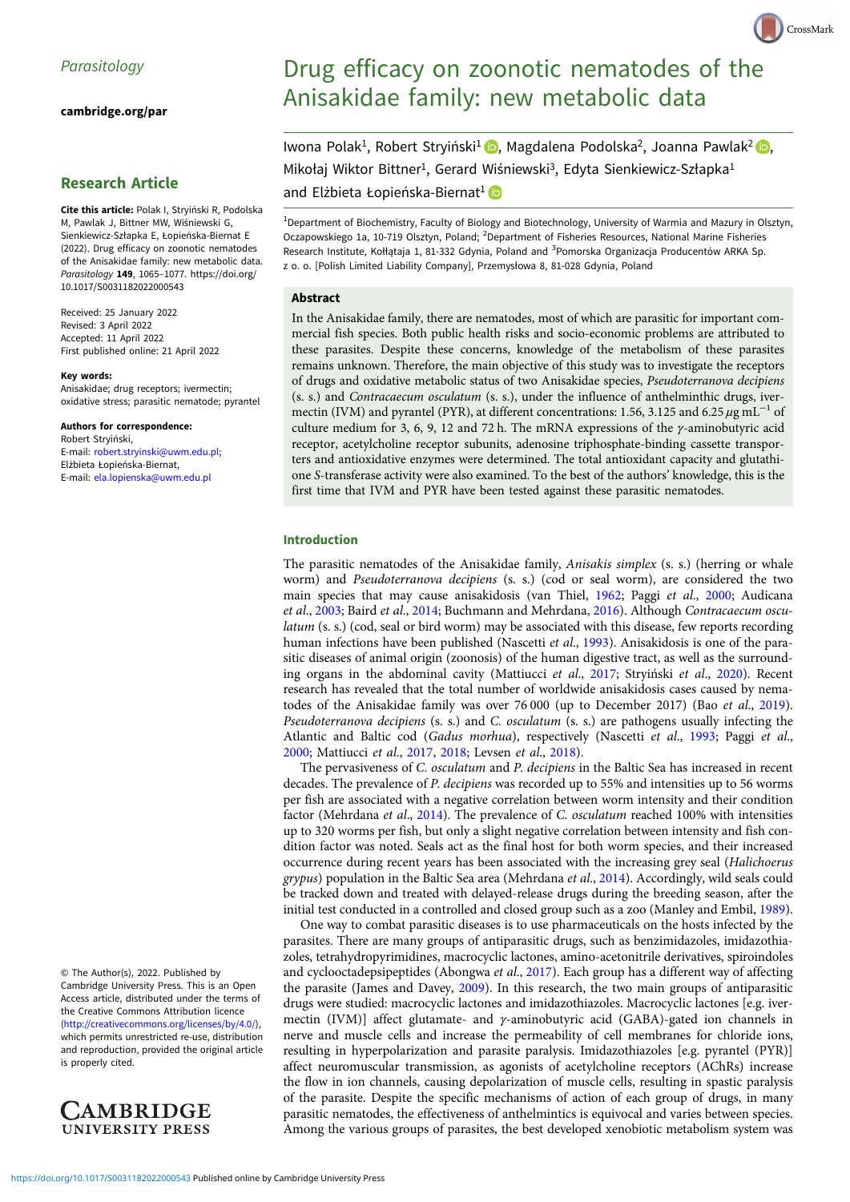Parasitology

cambridge.org/par

## Research Article

**Cite this article:** Polak I, Stryiński R, Podolska M, Pawlak J, Bittner MW, Wiśniewski G, Sienkiewicz-Szłapka E, Łopieńska-Biernat E (2022). Drug efficacy on zoonotic nematodes of the Anisakidae family: new metabolic data. *Parasitology* **149**, 1065–1077. https://doi.org/10.1017/S0031182022000543

Received: 25 January 2022
Revised: 3 April 2022
Accepted: 11 April 2022
First published online: 21 April 2022

**Key words:**
Anisakidae; drug receptors; ivermectin; oxidative stress; parasitic nematode; pyrantel

**Authors for correspondence:**
Robert Stryiński,
E-mail: robert.stryinski@uwm.edu.pl;
Elżbieta Łopieńska-Biernat,
E-mail: ela.lopienska@uwm.edu.pl

© The Author(s), 2022. Published by Cambridge University Press. This is an Open Access article, distributed under the terms of the Creative Commons Attribution licence (http://creativecommons.org/licenses/by/4.0/), which permits unrestricted re-use, distribution and reproduction, provided the original article is properly cited.

# Drug efficacy on zoonotic nematodes of the Anisakidae family: new metabolic data

Iwona Polak[1], Robert Stryiński[1], Magdalena Podolska[2], Joanna Pawlak[2], Mikołaj Wiktor Bittner[1], Gerard Wiśniewski[3], Edyta Sienkiewicz-Szłapka[1] and Elżbieta Łopieńska-Biernat[1]

[1]Department of Biochemistry, Faculty of Biology and Biotechnology, University of Warmia and Mazury in Olsztyn, Oczapowskiego 1a, 10-719 Olsztyn, Poland; [2]Department of Fisheries Resources, National Marine Fisheries Research Institute, Kołłątaja 1, 81-332 Gdynia, Poland and [3]Pomorska Organizacja Producentów ARKA Sp. z o. o. [Polish Limited Liability Company], Przemysłowa 8, 81-028 Gdynia, Poland

### Abstract

In the Anisakidae family, there are nematodes, most of which are parasitic for important commercial fish species. Both public health risks and socio-economic problems are attributed to these parasites. Despite these concerns, knowledge of the metabolism of these parasites remains unknown. Therefore, the main objective of this study was to investigate the receptors of drugs and oxidative metabolic status of two Anisakidae species, *Pseudoterranova decipiens* (s. s.) and *Contracaecum osculatum* (s. s.), under the influence of anthelminthic drugs, ivermectin (IVM) and pyrantel (PYR), at different concentrations: 1.56, 3.125 and 6.25 $\mu$g mL$^{-1}$ of culture medium for 3, 6, 9, 12 and 72 h. The mRNA expressions of the $\gamma$-aminobutyric acid receptor, acetylcholine receptor subunits, adenosine triphosphate-binding cassette transporters and antioxidative enzymes were determined. The total antioxidant capacity and glutathione *S*-transferase activity were also examined. To the best of the authors' knowledge, this is the first time that IVM and PYR have been tested against these parasitic nematodes.

### Introduction

The parasitic nematodes of the Anisakidae family, *Anisakis simplex* (s. s.) (herring or whale worm) and *Pseudoterranova decipiens* (s. s.) (cod or seal worm), are considered the two main species that may cause anisakidosis (van Thiel, 1962; Paggi *et al*., 2000; Audicana *et al*., 2003; Baird *et al*., 2014; Buchmann and Mehrdana, 2016). Although *Contracaecum osculatum* (s. s.) (cod, seal or bird worm) may be associated with this disease, few reports recording human infections have been published (Nascetti *et al*., 1993). Anisakidosis is one of the parasitic diseases of animal origin (zoonosis) of the human digestive tract, as well as the surrounding organs in the abdominal cavity (Mattiucci *et al*., 2017; Stryiński *et al*., 2020). Recent research has revealed that the total number of worldwide anisakidosis cases caused by nematodes of the Anisakidae family was over 76 000 (up to December 2017) (Bao *et al*., 2019). *Pseudoterranova decipiens* (s. s.) and *C. osculatum* (s. s.) are pathogens usually infecting the Atlantic and Baltic cod (*Gadus morhua*), respectively (Nascetti *et al*., 1993; Paggi *et al*., 2000; Mattiucci *et al*., 2017, 2018; Levsen *et al*., 2018).

The pervasiveness of *C. osculatum* and *P. decipiens* in the Baltic Sea has increased in recent decades. The prevalence of *P. decipiens* was recorded up to 55% and intensities up to 56 worms per fish are associated with a negative correlation between worm intensity and their condition factor (Mehrdana *et al*., 2014). The prevalence of *C. osculatum* reached 100% with intensities up to 320 worms per fish, but only a slight negative correlation between intensity and fish condition factor was noted. Seals act as the final host for both worm species, and their increased occurrence during recent years has been associated with the increasing grey seal (*Halichoerus grypus*) population in the Baltic Sea area (Mehrdana *et al*., 2014). Accordingly, wild seals could be tracked down and treated with delayed-release drugs during the breeding season, after the initial test conducted in a controlled and closed group such as a zoo (Manley and Embil, 1989).

One way to combat parasitic diseases is to use pharmaceuticals on the hosts infected by the parasites. There are many groups of antiparasitic drugs, such as benzimidazoles, imidazothiazoles, tetrahydropyrimidines, macrocyclic lactones, amino-acetonitrile derivatives, spiroindoles and cyclooctadepsipeptides (Abongwa *et al*., 2017). Each group has a different way of affecting the parasite (James and Davey, 2009). In this research, the two main groups of antiparasitic drugs were studied: macrocyclic lactones and imidazothiazoles. Macrocyclic lactones [e.g. ivermectin (IVM)] affect glutamate- and $\gamma$-aminobutyric acid (GABA)-gated ion channels in nerve and muscle cells and increase the permeability of cell membranes for chloride ions, resulting in hyperpolarization and parasite paralysis. Imidazothiazoles [e.g. pyrantel (PYR)] affect neuromuscular transmission, as agonists of acetylcholine receptors (AChRs) increase the flow in ion channels, causing depolarization of muscle cells, resulting in spastic paralysis of the parasite. Despite the specific mechanisms of action of each group of drugs, in many parasitic nematodes, the effectiveness of anthelmintics is equivocal and varies between species. Among the various groups of parasites, the best developed xenobiotic metabolism system was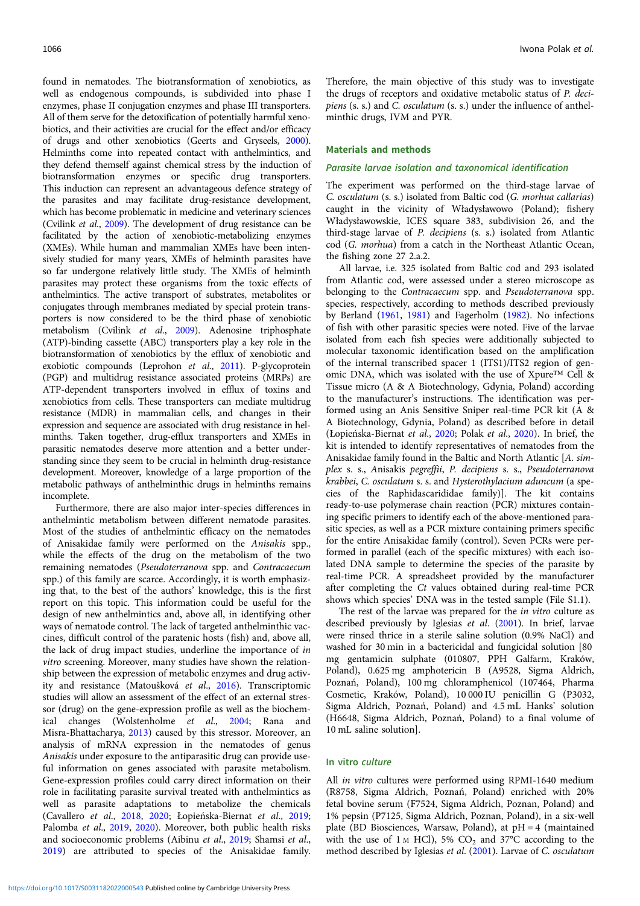found in nematodes. The biotransformation of xenobiotics, as well as endogenous compounds, is subdivided into phase I enzymes, phase II conjugation enzymes and phase III transporters. All of them serve for the detoxification of potentially harmful xenobiotics, and their activities are crucial for the effect and/or efficacy of drugs and other xenobiotics (Geerts and Gryseels, 2000). Helminths come into repeated contact with anthelmintics, and they defend themself against chemical stress by the induction of biotransformation enzymes or specific drug transporters. This induction can represent an advantageous defence strategy of the parasites and may facilitate drug-resistance development, which has become problematic in medicine and veterinary sciences (Cvilink *et al.*, 2009). The development of drug resistance can be facilitated by the action of xenobiotic-metabolizing enzymes (XMEs). While human and mammalian XMEs have been intensively studied for many years, XMEs of helminth parasites have so far undergone relatively little study. The XMEs of helminth parasites may protect these organisms from the toxic effects of anthelmintics. The active transport of substrates, metabolites or conjugates through membranes mediated by special protein transporters is now considered to be the third phase of xenobiotic metabolism (Cvilink *et al.*, 2009). Adenosine triphosphate (ATP)-binding cassette (ABC) transporters play a key role in the biotransformation of xenobiotics by the efflux of xenobiotic and exobiotic compounds (Leprohon *et al.*, 2011). P-glycoprotein (PGP) and multidrug resistance associated proteins (MRPs) are ATP-dependent transporters involved in efflux of toxins and xenobiotics from cells. These transporters can mediate multidrug resistance (MDR) in mammalian cells, and changes in their expression and sequence are associated with drug resistance in helminths. Taken together, drug-efflux transporters and XMEs in parasitic nematodes deserve more attention and a better understanding since they seem to be crucial in helminth drug-resistance development. Moreover, knowledge of a large proportion of the metabolic pathways of anthelminthic drugs in helminths remains incomplete.

Furthermore, there are also major inter-species differences in anthelmintic metabolism between different nematode parasites. Most of the studies of anthelmintic efficacy on the nematodes of Anisakidae family were performed on the *Anisakis* spp., while the effects of the drug on the metabolism of the two remaining nematodes (*Pseudoterranova* spp. and *Contracaecum* spp.) of this family are scarce. Accordingly, it is worth emphasizing that, to the best of the authors' knowledge, this is the first report on this topic. This information could be useful for the design of new anthelmintics and, above all, in identifying other ways of nematode control. The lack of targeted anthelminthic vaccines, difficult control of the paratenic hosts (fish) and, above all, the lack of drug impact studies, underline the importance of *in vitro* screening. Moreover, many studies have shown the relationship between the expression of metabolic enzymes and drug activity and resistance (Matoušková *et al.*, 2016). Transcriptomic studies will allow an assessment of the effect of an external stressor (drug) on the gene-expression profile as well as the biochemical changes (Wolstenholme *et al.*, 2004; Rana and Misra-Bhattacharya, 2013) caused by this stressor. Moreover, an analysis of mRNA expression in the nematodes of genus *Anisakis* under exposure to the antiparasitic drug can provide useful information on genes associated with parasite metabolism. Gene-expression profiles could carry direct information on their role in facilitating parasite survival treated with anthelmintics as well as parasite adaptations to metabolize the chemicals (Cavallero *et al.*, 2018, 2020; Łopieńska-Biernat *et al.*, 2019; Palomba *et al.*, 2019, 2020). Moreover, both public health risks and socioeconomic problems (Aibinu *et al.*, 2019; Shamsi *et al.*, 2019) are attributed to species of the Anisakidae family. Therefore, the main objective of this study was to investigate the drugs of receptors and oxidative metabolic status of *P. decipiens* (s. s.) and *C. osculatum* (s. s.) under the influence of anthelminthic drugs, IVM and PYR.

## Materials and methods

### Parasite larvae isolation and taxonomical identification

The experiment was performed on the third-stage larvae of *C. osculatum* (s. s.) isolated from Baltic cod (*G. morhua callarias*) caught in the vicinity of Władysławowo (Poland); fishery Władysławowskie, ICES square 383, subdivision 26, and the third-stage larvae of *P. decipiens* (s. s.) isolated from Atlantic cod (*G. morhua*) from a catch in the Northeast Atlantic Ocean, the fishing zone 27 2.a.2.

All larvae, i.e. 325 isolated from Baltic cod and 293 isolated from Atlantic cod, were assessed under a stereo microscope as belonging to the *Contracaecum* spp. and *Pseudoterranova* spp. species, respectively, according to methods described previously by Berland (1961, 1981) and Fagerholm (1982). No infections of fish with other parasitic species were noted. Five of the larvae isolated from each fish species were additionally subjected to molecular taxonomic identification based on the amplification of the internal transcribed spacer 1 (ITS1)/ITS2 region of genomic DNA, which was isolated with the use of Xpure™ Cell & Tissue micro (A & A Biotechnology, Gdynia, Poland) according to the manufacturer's instructions. The identification was performed using an Anis Sensitive Sniper real-time PCR kit (A & A Biotechnology, Gdynia, Poland) as described before in detail (Łopieńska-Biernat *et al.*, 2020; Polak *et al.*, 2020). In brief, the kit is intended to identify representatives of nematodes from the Anisakidae family found in the Baltic and North Atlantic [*A. simplex* s. s., *Anisakis pegreffii*, *P. decipiens* s. s., *Pseudoterranova krabbei*, *C. osculatum* s. s. and *Hysterothylacium aduncum* (a species of the Raphidascarididae family)]. The kit contains ready-to-use polymerase chain reaction (PCR) mixtures containing specific primers to identify each of the above-mentioned parasitic species, as well as a PCR mixture containing primers specific for the entire Anisakidae family (control). Seven PCRs were performed in parallel (each of the specific mixtures) with each isolated DNA sample to determine the species of the parasite by real-time PCR. A spreadsheet provided by the manufacturer after completing the *Ct* values obtained during real-time PCR shows which species' DNA was in the tested sample (File S1.1).

The rest of the larvae was prepared for the *in vitro* culture as described previously by Iglesias *et al.* (2001). In brief, larvae were rinsed thrice in a sterile saline solution (0.9% NaCl) and washed for 30 min in a bactericidal and fungicidal solution [80 mg gentamicin sulphate (010807, PPH Galfarm, Kraków, Poland), 0.625 mg amphotericin B (A9528, Sigma Aldrich, Poznań, Poland), 100 mg chloramphenicol (107464, Pharma Cosmetic, Kraków, Poland), 10 000 IU penicillin G (P3032, Sigma Aldrich, Poznań, Poland) and 4.5 mL Hanks' solution (H6648, Sigma Aldrich, Poznań, Poland) to a final volume of 10 mL saline solution].

### In vitro culture

All *in vitro* cultures were performed using RPMI-1640 medium (R8758, Sigma Aldrich, Poznań, Poland) enriched with 20% fetal bovine serum (F7524, Sigma Aldrich, Poznan, Poland) and 1% pepsin (P7125, Sigma Aldrich, Poznan, Poland), in a six-well plate (BD Biosciences, Warsaw, Poland), at pH = 4 (maintained with the use of 1 M HCl), 5% $CO_2$ and 37°C according to the method described by Iglesias *et al.* (2001). Larvae of *C. osculatum*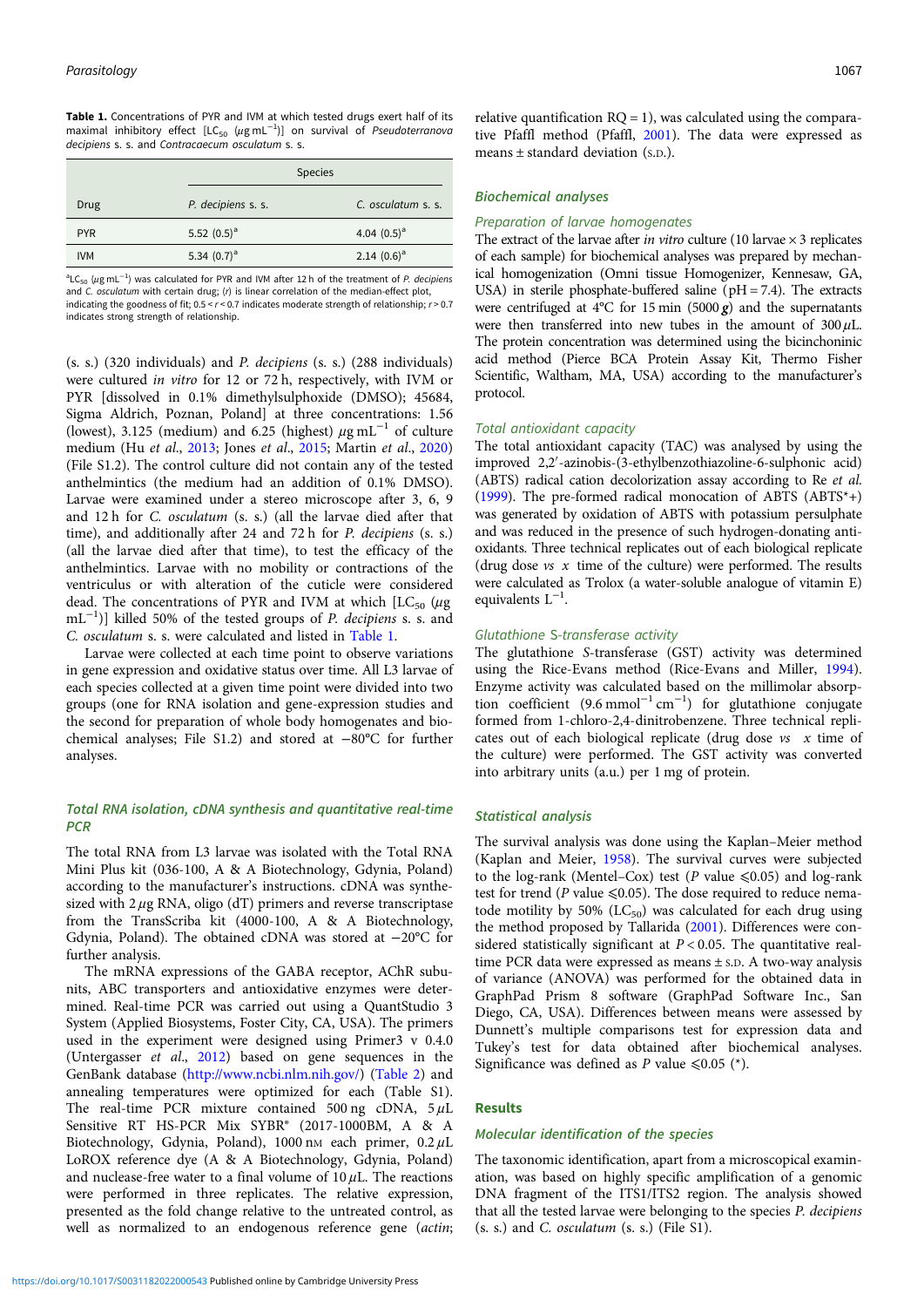**Table 1.** Concentrations of PYR and IVM at which tested drugs exert half of its maximal inhibitory effect [$LC_{50}$ ($\mu g\ mL^{-1}$)] on survival of *Pseudoterranova decipiens* s. s. and *Contracaecum osculatum* s. s.

| | Species | |
|---|---|---|
| Drug | *P. decipiens* s. s. | *C. osculatum* s. s. |
| PYR | 5.52 (0.5)[a] | 4.04 (0.5)[a] |
| IVM | 5.34 (0.7)[a] | 2.14 (0.6)[a] |

[a]$LC_{50}$ ($\mu g\ mL^{-1}$) was calculated for PYR and IVM after 12 h of the treatment of *P. decipiens* and *C. osculatum* with certain drug; (*r*) is linear correlation of the median-effect plot, indicating the goodness of fit; $0.5 < r < 0.7$ indicates moderate strength of relationship; $r > 0.7$ indicates strong strength of relationship.

(s. s.) (320 individuals) and *P. decipiens* (s. s.) (288 individuals) were cultured *in vitro* for 12 or 72 h, respectively, with IVM or PYR [dissolved in 0.1% dimethylsulphoxide (DMSO); 45684, Sigma Aldrich, Poznan, Poland] at three concentrations: 1.56 (lowest), 3.125 (medium) and 6.25 (highest) $\mu g\ mL^{-1}$ of culture medium (Hu *et al.*, 2013; Jones *et al.*, 2015; Martin *et al.*, 2020) (File S1.2). The control culture did not contain any of the tested anthelmintics (the medium had an addition of 0.1% DMSO). Larvae were examined under a stereo microscope after 3, 6, 9 and 12 h for *C. osculatum* (s. s.) (all the larvae died after that time), and additionally after 24 and 72 h for *P. decipiens* (s. s.) (all the larvae died after that time), to test the efficacy of the anthelmintics. Larvae with no mobility or contractions of the ventriculus or with alteration of the cuticle were considered dead. The concentrations of PYR and IVM at which [$LC_{50}$ ($\mu g\ mL^{-1}$)] killed 50% of the tested groups of *P. decipiens* s. s. and *C. osculatum* s. s. were calculated and listed in Table 1.

Larvae were collected at each time point to observe variations in gene expression and oxidative status over time. All L3 larvae of each species collected at a given time point were divided into two groups (one for RNA isolation and gene-expression studies and the second for preparation of whole body homogenates and biochemical analyses; File S1.2) and stored at −80°C for further analyses.

### Total RNA isolation, cDNA synthesis and quantitative real-time PCR

The total RNA from L3 larvae was isolated with the Total RNA Mini Plus kit (036-100, A & A Biotechnology, Gdynia, Poland) according to the manufacturer's instructions. cDNA was synthesized with 2 $\mu g$ RNA, oligo (dT) primers and reverse transcriptase from the TransScriba kit (4000-100, A & A Biotechnology, Gdynia, Poland). The obtained cDNA was stored at −20°C for further analysis.

The mRNA expressions of the GABA receptor, AChR subunits, ABC transporters and antioxidative enzymes were determined. Real-time PCR was carried out using a QuantStudio 3 System (Applied Biosystems, Foster City, CA, USA). The primers used in the experiment were designed using Primer3 v 0.4.0 (Untergasser *et al.*, 2012) based on gene sequences in the GenBank database (http://www.ncbi.nlm.nih.gov/) (Table 2) and annealing temperatures were optimized for each (Table S1). The real-time PCR mixture contained 500 ng cDNA, 5 $\mu L$ Sensitive RT HS-PCR Mix SYBR® (2017-1000BM, A & A Biotechnology, Gdynia, Poland), 1000 nM each primer, 0.2 $\mu L$ LoROX reference dye (A & A Biotechnology, Gdynia, Poland) and nuclease-free water to a final volume of 10 $\mu L$. The reactions were performed in three replicates. The relative expression, presented as the fold change relative to the untreated control, as well as normalized to an endogenous reference gene (*actin*; relative quantification RQ = 1), was calculated using the comparative Pfaffl method (Pfaffl, 2001). The data were expressed as means ± standard deviation (S.D.).

## Biochemical analyses

### Preparation of larvae homogenates

The extract of the larvae after *in vitro* culture (10 larvae × 3 replicates of each sample) for biochemical analyses was prepared by mechanical homogenization (Omni tissue Homogenizer, Kennesaw, GA, USA) in sterile phosphate-buffered saline (pH = 7.4). The extracts were centrifuged at 4°C for 15 min (5000 ***g***) and the supernatants were then transferred into new tubes in the amount of 300 $\mu L$. The protein concentration was determined using the bicinchoninic acid method (Pierce BCA Protein Assay Kit, Thermo Fisher Scientific, Waltham, MA, USA) according to the manufacturer's protocol.

### Total antioxidant capacity

The total antioxidant capacity (TAC) was analysed by using the improved 2,2′-azinobis-(3-ethylbenzothiazoline-6-sulphonic acid) (ABTS) radical cation decolorization assay according to Re *et al.* (1999). The pre-formed radical monocation of ABTS (ABTS*+) was generated by oxidation of ABTS with potassium persulphate and was reduced in the presence of such hydrogen-donating antioxidants. Three technical replicates out of each biological replicate (drug dose *vs* *x* time of the culture) were performed. The results were calculated as Trolox (a water-soluble analogue of vitamin E) equivalents $L^{-1}$.

### Glutathione S-transferase activity

The glutathione *S*-transferase (GST) activity was determined using the Rice-Evans method (Rice-Evans and Miller, 1994). Enzyme activity was calculated based on the millimolar absorption coefficient (9.6 $mmol^{-1}\ cm^{-1}$) for glutathione conjugate formed from 1-chloro-2,4-dinitrobenzene. Three technical replicates out of each biological replicate (drug dose *vs* *x* time of the culture) were performed. The GST activity was converted into arbitrary units (a.u.) per 1 mg of protein.

## Statistical analysis

The survival analysis was done using the Kaplan–Meier method (Kaplan and Meier, 1958). The survival curves were subjected to the log-rank (Mentel–Cox) test ($P$ value $\leqslant 0.05$) and log-rank test for trend ($P$ value $\leqslant 0.05$). The dose required to reduce nematode motility by 50% ($LC_{50}$) was calculated for each drug using the method proposed by Tallarida (2001). Differences were considered statistically significant at $P < 0.05$. The quantitative real-time PCR data were expressed as means ± S.D. A two-way analysis of variance (ANOVA) was performed for the obtained data in GraphPad Prism 8 software (GraphPad Software Inc., San Diego, CA, USA). Differences between means were assessed by Dunnett's multiple comparisons test for expression data and Tukey's test for data obtained after biochemical analyses. Significance was defined as $P$ value $\leqslant 0.05$ (*).

## Results

### Molecular identification of the species

The taxonomic identification, apart from a microscopical examination, was based on highly specific amplification of a genomic DNA fragment of the ITS1/ITS2 region. The analysis showed that all the tested larvae were belonging to the species *P. decipiens* (s. s.) and *C. osculatum* (s. s.) (File S1).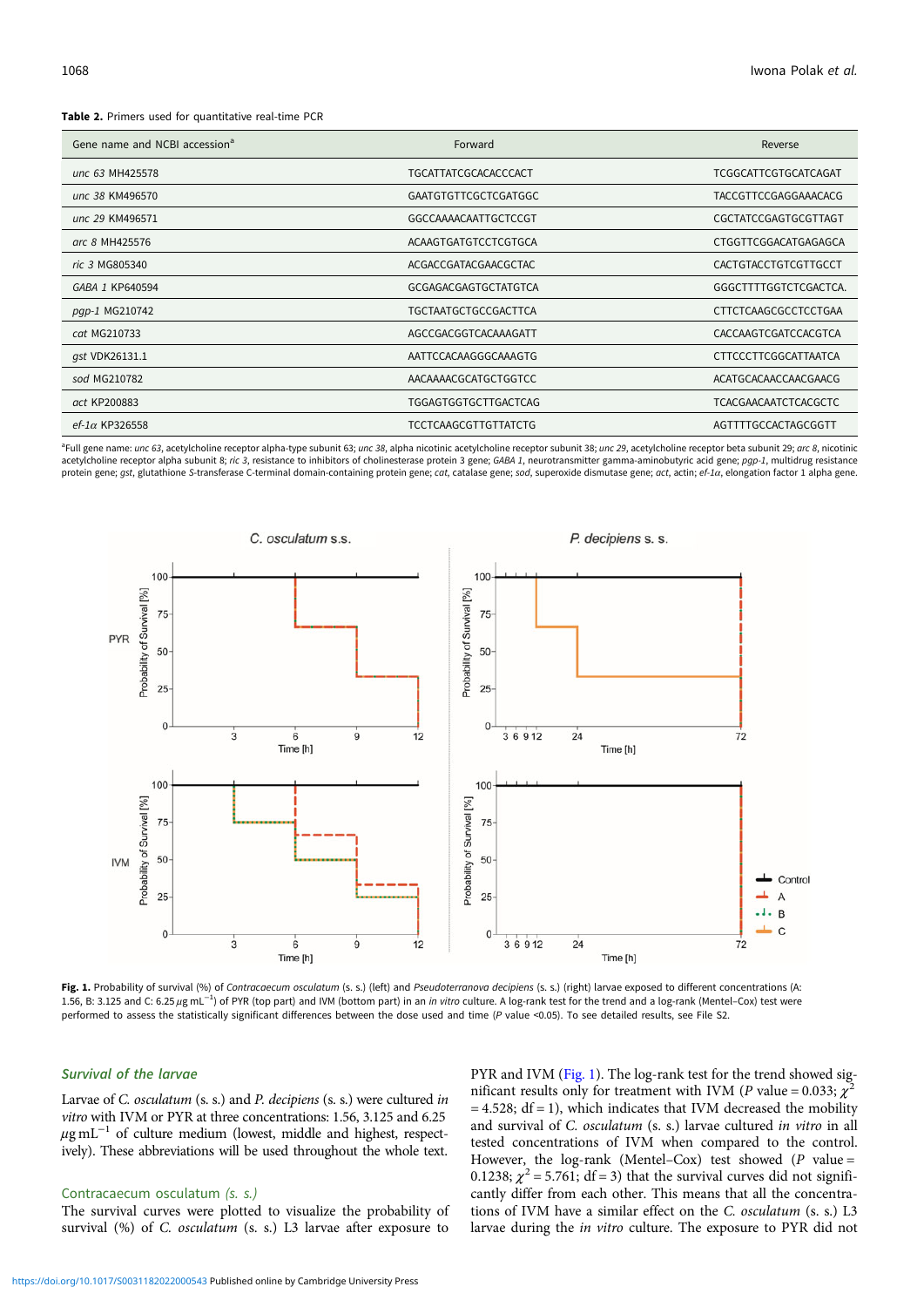**Table 2.** Primers used for quantitative real-time PCR

| Gene name and NCBI accession[a] | Forward | Reverse |
|---|---|---|
| *unc 63* MH425578 | TGCATTATCGCACACCCACT | TCGGCATTCGTGCATCAGAT |
| *unc 38* KM496570 | GAATGTGTTCGCTCGATGGC | TACCGTTCCGAGGAAACACG |
| *unc 29* KM496571 | GGCCAAAACAATTGCTCCGT | CGCTATCCGAGTGCGTTAGT |
| *arc 8* MH425576 | ACAAGTGATGTCCTCGTGCA | CTGGTTCGGACATGAGAGCA |
| *ric 3* MG805340 | ACGACCGATACGAACGCTAC | CACTGTACCTGTCGTTGCCT |
| *GABA 1* KP640594 | GCGAGACGAGTGCTATGTCA | GGGCTTTTGGTCTCGACTCA. |
| *pgp-1* MG210742 | TGCTAATGCTGCCGACTTCA | CTTCTCAAGCGCCTCCTGAA |
| *cat* MG210733 | AGCCGACGGTCACAAAGATT | CACCAAGTCGATCCACGTCA |
| *gst* VDK26131.1 | AATTCCACAAGGGCAAAGTG | CTTCCCTTCGGCATTAATCA |
| *sod* MG210782 | AACAAAACGCATGCTGGTCC | ACATGCACAACCAACGAACG |
| *act* KP200883 | TGGAGTGGTGCTTGACTCAG | TCACGAACAATCTCACGCTC |
| *ef-1α* KP326558 | TCCTCAAGCGTTGTTATCTG | AGTTTTGCCACTAGCGGTT |

[a]Full gene name: *unc 63*, acetylcholine receptor alpha-type subunit 63; *unc 38*, alpha nicotinic acetylcholine receptor subunit 38; *unc 29*, acetylcholine receptor beta subunit 29; *arc 8*, nicotinic acetylcholine receptor alpha subunit 8; *ric 3*, resistance to inhibitors of cholinesterase protein 3 gene; *GABA 1*, neurotransmitter gamma-aminobutyric acid gene; *pgp-1*, multidrug resistance protein gene; *gst*, glutathione *S*-transferase C-terminal domain-containing protein gene; *cat*, catalase gene; *sod*, superoxide dismutase gene; *act*, actin; *ef-1α*, elongation factor 1 alpha gene.

**Fig. 1.** Probability of survival (%) of *Contracaecum osculatum* (s. s.) (left) and *Pseudoterranova decipiens* (s. s.) (right) larvae exposed to different concentrations (A: 1.56, B: 3.125 and C: 6.25 $\mu$g mL$^{-1}$) of PYR (top part) and IVM (bottom part) in an *in vitro* culture. A log-rank test for the trend and a log-rank (Mentel–Cox) test were performed to assess the statistically significant differences between the dose used and time (*P* value <0.05). To see detailed results, see File S2.

### Survival of the larvae

Larvae of *C. osculatum* (s. s.) and *P. decipiens* (s. s.) were cultured *in vitro* with IVM or PYR at three concentrations: 1.56, 3.125 and 6.25 $\mu$g mL$^{-1}$ of culture medium (lowest, middle and highest, respectively). These abbreviations will be used throughout the whole text.

#### *Contracaecum osculatum* (s. s.)

The survival curves were plotted to visualize the probability of survival (%) of *C. osculatum* (s. s.) L3 larvae after exposure to PYR and IVM (Fig. 1). The log-rank test for the trend showed significant results only for treatment with IVM (*P* value = 0.033; $\chi^2$ = 4.528; df = 1), which indicates that IVM decreased the mobility and survival of *C. osculatum* (s. s.) larvae cultured *in vitro* in all tested concentrations of IVM when compared to the control. However, the log-rank (Mentel–Cox) test showed (*P* value = 0.1238; $\chi^2$ = 5.761; df = 3) that the survival curves did not significantly differ from each other. This means that all the concentrations of IVM have a similar effect on the *C. osculatum* (s. s.) L3 larvae during the *in vitro* culture. The exposure to PYR did not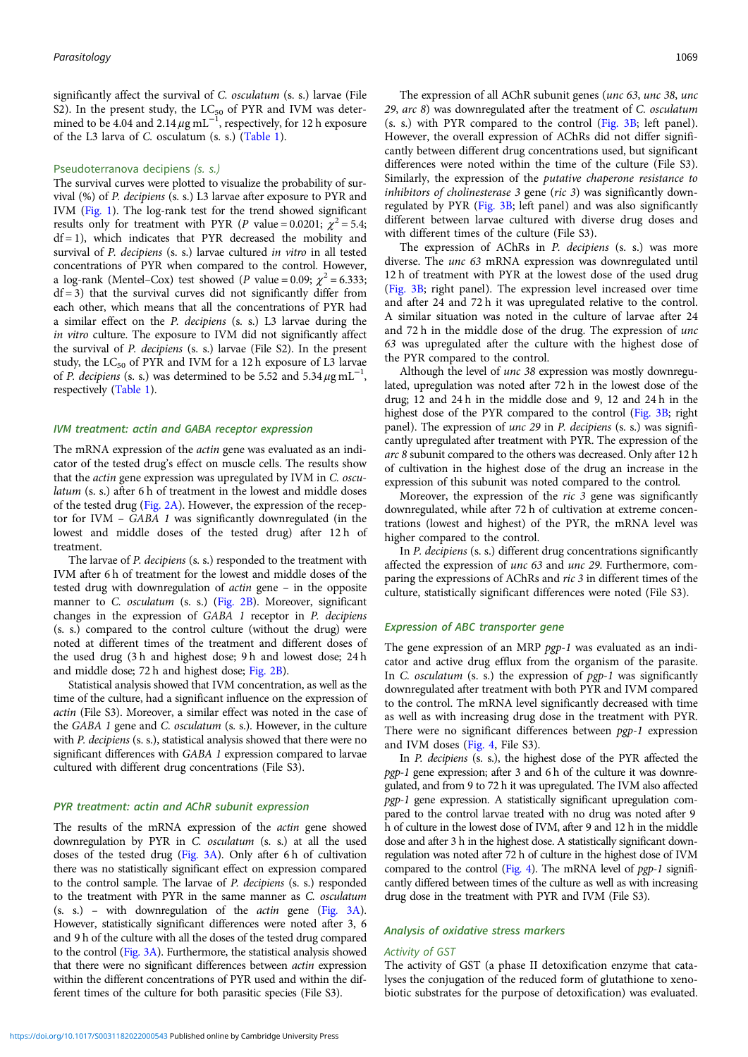significantly affect the survival of *C. osculatum* (s. s.) larvae (File S2). In the present study, the $LC_{50}$ of PYR and IVM was determined to be 4.04 and 2.14 $\mu g\ mL^{-1}$, respectively, for 12 h exposure of the L3 larva of *C. osculatum* (s. s.) (Table 1).

### *Pseudoterranova decipiens* (s. s.)

The survival curves were plotted to visualize the probability of survival (%) of *P. decipiens* (s. s.) L3 larvae after exposure to PYR and IVM (Fig. 1). The log-rank test for the trend showed significant results only for treatment with PYR ($P$ value = 0.0201; $\chi^2 = 5.4$; df = 1), which indicates that PYR decreased the mobility and survival of *P. decipiens* (s. s.) larvae cultured *in vitro* in all tested concentrations of PYR when compared to the control. However, a log-rank (Mentel–Cox) test showed ($P$ value = 0.09; $\chi^2 = 6.333$; df = 3) that the survival curves did not significantly differ from each other, which means that all the concentrations of PYR had a similar effect on the *P. decipiens* (s. s.) L3 larvae during the *in vitro* culture. The exposure to IVM did not significantly affect the survival of *P. decipiens* (s. s.) larvae (File S2). In the present study, the $LC_{50}$ of PYR and IVM for a 12 h exposure of L3 larvae of *P. decipiens* (s. s.) was determined to be 5.52 and 5.34 $\mu g\ mL^{-1}$, respectively (Table 1).

## IVM treatment: actin and GABA receptor expression

The mRNA expression of the *actin* gene was evaluated as an indicator of the tested drug's effect on muscle cells. The results show that the *actin* gene expression was upregulated by IVM in *C. osculatum* (s. s.) after 6 h of treatment in the lowest and middle doses of the tested drug (Fig. 2A). However, the expression of the receptor for IVM – *GABA 1* was significantly downregulated (in the lowest and middle doses of the tested drug) after 12 h of treatment.

The larvae of *P. decipiens* (s. s.) responded to the treatment with IVM after 6 h of treatment for the lowest and middle doses of the tested drug with downregulation of *actin* gene – in the opposite manner to *C. osculatum* (s. s.) (Fig. 2B). Moreover, significant changes in the expression of *GABA 1* receptor in *P. decipiens* (s. s.) compared to the control culture (without the drug) were noted at different times of the treatment and different doses of the used drug (3 h and highest dose; 9 h and lowest dose; 24 h and middle dose; 72 h and highest dose; Fig. 2B).

Statistical analysis showed that IVM concentration, as well as the time of the culture, had a significant influence on the expression of *actin* (File S3). Moreover, a similar effect was noted in the case of the *GABA 1* gene and *C. osculatum* (s. s.). However, in the culture with *P. decipiens* (s. s.), statistical analysis showed that there were no significant differences with *GABA 1* expression compared to larvae cultured with different drug concentrations (File S3).

## PYR treatment: actin and AChR subunit expression

The results of the mRNA expression of the *actin* gene showed downregulation by PYR in *C. osculatum* (s. s.) at all the used doses of the tested drug (Fig. 3A). Only after 6 h of cultivation there was no statistically significant effect on expression compared to the control sample. The larvae of *P. decipiens* (s. s.) responded to the treatment with PYR in the same manner as *C. osculatum* (s. s.) – with downregulation of the *actin* gene (Fig. 3A). However, statistically significant differences were noted after 3, 6 and 9 h of the culture with all the doses of the tested drug compared to the control (Fig. 3A). Furthermore, the statistical analysis showed that there were no significant differences between *actin* expression within the different concentrations of PYR used and within the different times of the culture for both parasitic species (File S3).

The expression of all AChR subunit genes (*unc 63*, *unc 38*, *unc 29*, *arc 8*) was downregulated after the treatment of *C. osculatum* (s. s.) with PYR compared to the control (Fig. 3B; left panel). However, the overall expression of AChRs did not differ significantly between different drug concentrations used, but significant differences were noted within the time of the culture (File S3). Similarly, the expression of the *putative chaperone resistance to inhibitors of cholinesterase 3* gene (*ric 3*) was significantly downregulated by PYR (Fig. 3B; left panel) and was also significantly different between larvae cultured with diverse drug doses and with different times of the culture (File S3).

The expression of AChRs in *P. decipiens* (s. s.) was more diverse. The *unc 63* mRNA expression was downregulated until 12 h of treatment with PYR at the lowest dose of the used drug (Fig. 3B; right panel). The expression level increased over time and after 24 and 72 h it was upregulated relative to the control. A similar situation was noted in the culture of larvae after 24 and 72 h in the middle dose of the drug. The expression of *unc 63* was upregulated after the culture with the highest dose of the PYR compared to the control.

Although the level of *unc 38* expression was mostly downregulated, upregulation was noted after 72 h in the lowest dose of the drug; 12 and 24 h in the middle dose and 9, 12 and 24 h in the highest dose of the PYR compared to the control (Fig. 3B; right panel). The expression of *unc 29* in *P. decipiens* (s. s.) was significantly upregulated after treatment with PYR. The expression of the *arc 8* subunit compared to the others was decreased. Only after 12 h of cultivation in the highest dose of the drug an increase in the expression of this subunit was noted compared to the control.

Moreover, the expression of the *ric 3* gene was significantly downregulated, while after 72 h of cultivation at extreme concentrations (lowest and highest) of the PYR, the mRNA level was higher compared to the control.

In *P. decipiens* (s. s.) different drug concentrations significantly affected the expression of *unc 63* and *unc 29*. Furthermore, comparing the expressions of AChRs and *ric 3* in different times of the culture, statistically significant differences were noted (File S3).

## Expression of ABC transporter gene

The gene expression of an MRP *pgp-1* was evaluated as an indicator and active drug efflux from the organism of the parasite. In *C. osculatum* (s. s.) the expression of *pgp-1* was significantly downregulated after treatment with both PYR and IVM compared to the control. The mRNA level significantly decreased with time as well as with increasing drug dose in the treatment with PYR. There were no significant differences between *pgp-1* expression and IVM doses (Fig. 4, File S3).

In *P. decipiens* (s. s.), the highest dose of the PYR affected the *pgp-1* gene expression; after 3 and 6 h of the culture it was downregulated, and from 9 to 72 h it was upregulated. The IVM also affected *pgp-1* gene expression. A statistically significant upregulation compared to the control larvae treated with no drug was noted after 9 h of culture in the lowest dose of IVM, after 9 and 12 h in the middle dose and after 3 h in the highest dose. A statistically significant downregulation was noted after 72 h of culture in the highest dose of IVM compared to the control (Fig. 4). The mRNA level of *pgp-1* significantly differed between times of the culture as well as with increasing drug dose in the treatment with PYR and IVM (File S3).

## Analysis of oxidative stress markers

### Activity of GST

The activity of GST (a phase II detoxification enzyme that catalyses the conjugation of the reduced form of glutathione to xenobiotic substrates for the purpose of detoxification) was evaluated.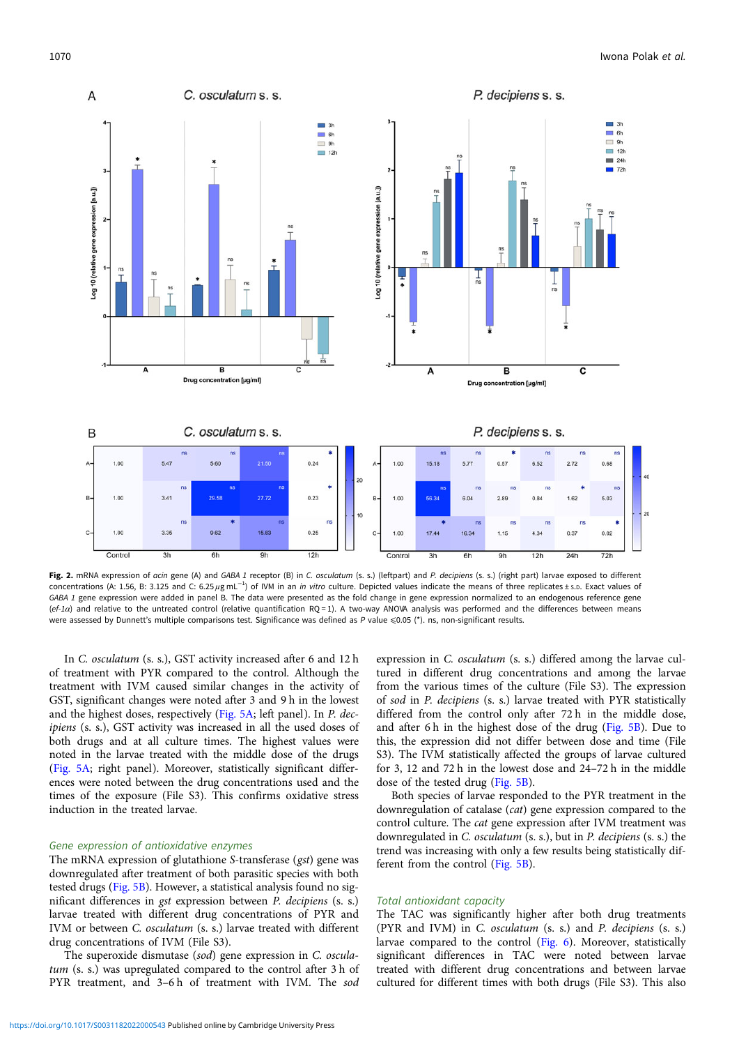**Fig. 2.** mRNA expression of *acin* gene (A) and *GABA 1* receptor (B) in *C. osculatum* (s. s.) (leftpart) and *P. decipiens* (s. s.) (right part) larvae exposed to different concentrations (A: 1.56, B: 3.125 and C: 6.25 µg mL$^{-1}$) of IVM in an *in vitro* culture. Depicted values indicate the means of three replicates ± s.d. Exact values of *GABA 1* gene expression were added in panel B. The data were presented as the fold change in gene expression normalized to an endogenous reference gene (*ef-1α*) and relative to the untreated control (relative quantification RQ = 1). A two-way ANOVA analysis was performed and the differences between means were assessed by Dunnett's multiple comparisons test. Significance was defined as *P* value ⩽0.05 (*). ns, non-significant results.

In *C. osculatum* (s. s.), GST activity increased after 6 and 12 h of treatment with PYR compared to the control. Although the treatment with IVM caused similar changes in the activity of GST, significant changes were noted after 3 and 9 h in the lowest and the highest doses, respectively (Fig. 5A; left panel). In *P. decipiens* (s. s.), GST activity was increased in all the used doses of both drugs and at all culture times. The highest values were noted in the larvae treated with the middle dose of the drugs (Fig. 5A; right panel). Moreover, statistically significant differences were noted between the drug concentrations used and the times of the exposure (File S3). This confirms oxidative stress induction in the treated larvae.

## Gene expression of antioxidative enzymes

The mRNA expression of glutathione *S*-transferase (*gst*) gene was downregulated after treatment of both parasitic species with both tested drugs (Fig. 5B). However, a statistical analysis found no significant differences in *gst* expression between *P. decipiens* (s. s.) larvae treated with different drug concentrations of PYR and IVM or between *C. osculatum* (s. s.) larvae treated with different drug concentrations of IVM (File S3).

The superoxide dismutase (*sod*) gene expression in *C. osculatum* (s. s.) was upregulated compared to the control after 3 h of PYR treatment, and 3–6 h of treatment with IVM. The *sod* expression in *C. osculatum* (s. s.) differed among the larvae cultured in different drug concentrations and among the larvae from the various times of the culture (File S3). The expression of *sod* in *P. decipiens* (s. s.) larvae treated with PYR statistically differed from the control only after 72 h in the middle dose, and after 6 h in the highest dose of the drug (Fig. 5B). Due to this, the expression did not differ between dose and time (File S3). The IVM statistically affected the groups of larvae cultured for 3, 12 and 72 h in the lowest dose and 24–72 h in the middle dose of the tested drug (Fig. 5B).

Both species of larvae responded to the PYR treatment in the downregulation of catalase (*cat*) gene expression compared to the control culture. The *cat* gene expression after IVM treatment was downregulated in *C. osculatum* (s. s.), but in *P. decipiens* (s. s.) the trend was increasing with only a few results being statistically different from the control (Fig. 5B).

## Total antioxidant capacity

The TAC was significantly higher after both drug treatments (PYR and IVM) in *C. osculatum* (s. s.) and *P. decipiens* (s. s.) larvae compared to the control (Fig. 6). Moreover, statistically significant differences in TAC were noted between larvae treated with different drug concentrations and between larvae cultured for different times with both drugs (File S3). This also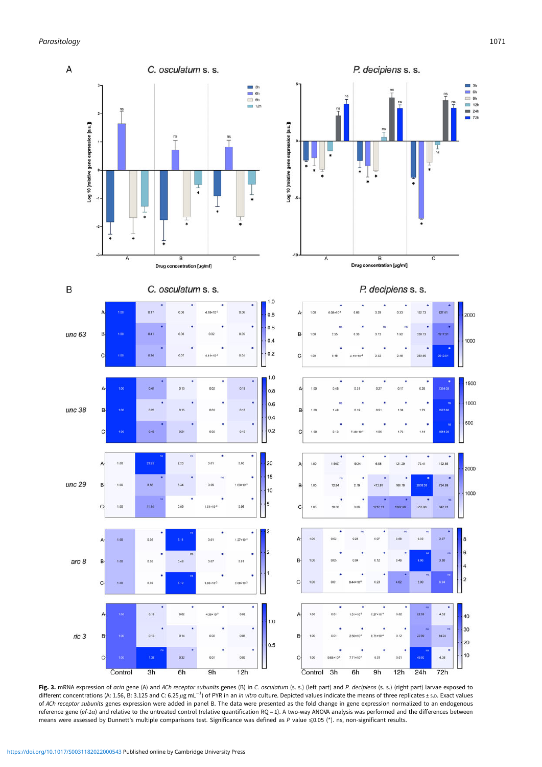**Fig. 3.** mRNA expression of *acin* gene (A) and *ACh receptor subunits* genes (B) in *C. osculatum* (s. s.) (left part) and *P. decipiens* (s. s.) (right part) larvae exposed to different concentrations (A: 1.56, B: 3.125 and C: 6.25 $\mu$g mL$^{-1}$) of PYR in an *in vitro* culture. Depicted values indicate the means of three replicates ± s.d. Exact values of *ACh receptor subunits* genes expression were added in panel B. The data were presented as the fold change in gene expression normalized to an endogenous reference gene (*ef-1α*) and relative to the untreated control (relative quantification RQ = 1). A two-way ANOVA analysis was performed and the differences between means were assessed by Dunnett's multiple comparisons test. Significance was defined as *P* value ⩽0.05 (*). ns, non-significant results.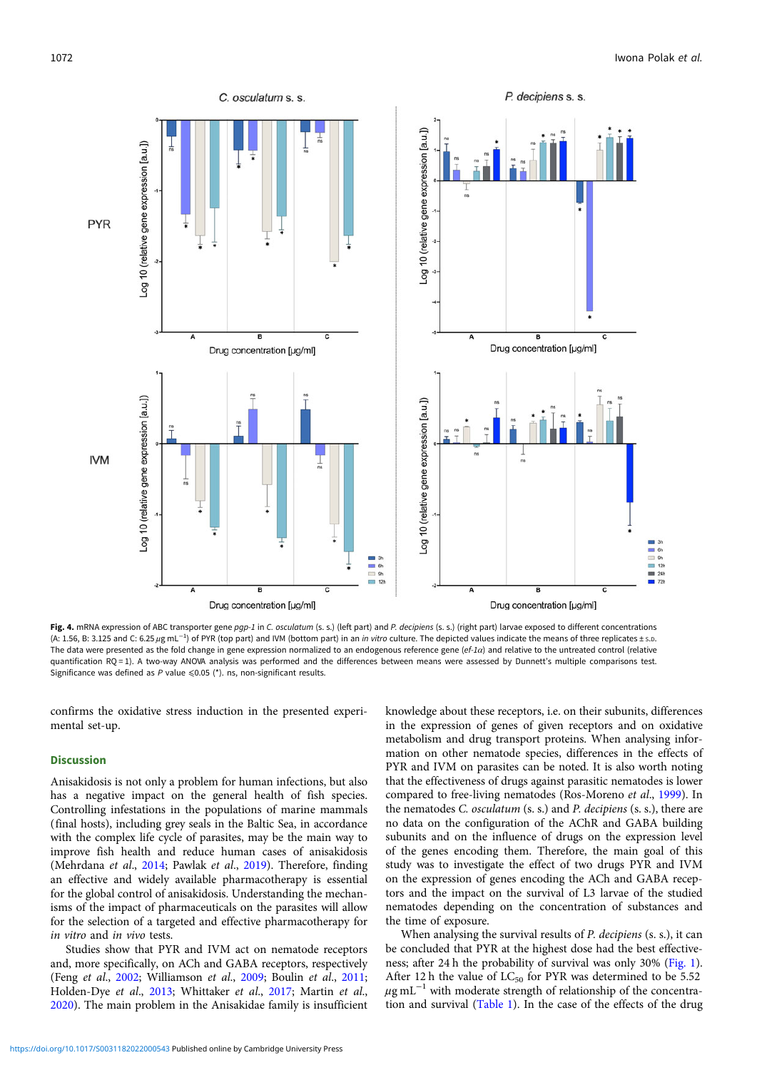**Fig. 4.** mRNA expression of ABC transporter gene *pgp-1* in *C. osculatum* (s. s.) (left part) and *P. decipiens* (s. s.) (right part) larvae exposed to different concentrations (A: 1.56, B: 3.125 and C: 6.25 $\mu$g mL$^{-1}$) of PYR (top part) and IVM (bottom part) in an *in vitro* culture. The depicted values indicate the means of three replicates ± S.D. The data were presented as the fold change in gene expression normalized to an endogenous reference gene (*ef-1α*) and relative to the untreated control (relative quantification RQ = 1). A two-way ANOVA analysis was performed and the differences between means were assessed by Dunnett's multiple comparisons test. Significance was defined as *P* value ⩽0.05 (*). ns, non-significant results.

confirms the oxidative stress induction in the presented experimental set-up.

## Discussion

Anisakidosis is not only a problem for human infections, but also has a negative impact on the general health of fish species. Controlling infestations in the populations of marine mammals (final hosts), including grey seals in the Baltic Sea, in accordance with the complex life cycle of parasites, may be the main way to improve fish health and reduce human cases of anisakidosis (Mehrdana *et al.*, 2014; Pawlak *et al.*, 2019). Therefore, finding an effective and widely available pharmacotherapy is essential for the global control of anisakidosis. Understanding the mechanisms of the impact of pharmaceuticals on the parasites will allow for the selection of a targeted and effective pharmacotherapy for *in vitro* and *in vivo* tests.

Studies show that PYR and IVM act on nematode receptors and, more specifically, on ACh and GABA receptors, respectively (Feng *et al.*, 2002; Williamson *et al.*, 2009; Boulin *et al.*, 2011; Holden-Dye *et al.*, 2013; Whittaker *et al.*, 2017; Martin *et al.*, 2020). The main problem in the Anisakidae family is insufficient knowledge about these receptors, i.e. on their subunits, differences in the expression of genes of given receptors and on oxidative metabolism and drug transport proteins. When analysing information on other nematode species, differences in the effects of PYR and IVM on parasites can be noted. It is also worth noting that the effectiveness of drugs against parasitic nematodes is lower compared to free-living nematodes (Ros-Moreno *et al.*, 1999). In the nematodes *C. osculatum* (s. s.) and *P. decipiens* (s. s.), there are no data on the configuration of the AChR and GABA building subunits and on the influence of drugs on the expression level of the genes encoding them. Therefore, the main goal of this study was to investigate the effect of two drugs PYR and IVM on the expression of genes encoding the ACh and GABA receptors and the impact on the survival of L3 larvae of the studied nematodes depending on the concentration of substances and the time of exposure.

When analysing the survival results of *P. decipiens* (s. s.), it can be concluded that PYR at the highest dose had the best effectiveness; after 24 h the probability of survival was only 30% (Fig. 1). After 12 h the value of $LC_{50}$ for PYR was determined to be 5.52 $\mu$g mL$^{-1}$ with moderate strength of relationship of the concentration and survival (Table 1). In the case of the effects of the drug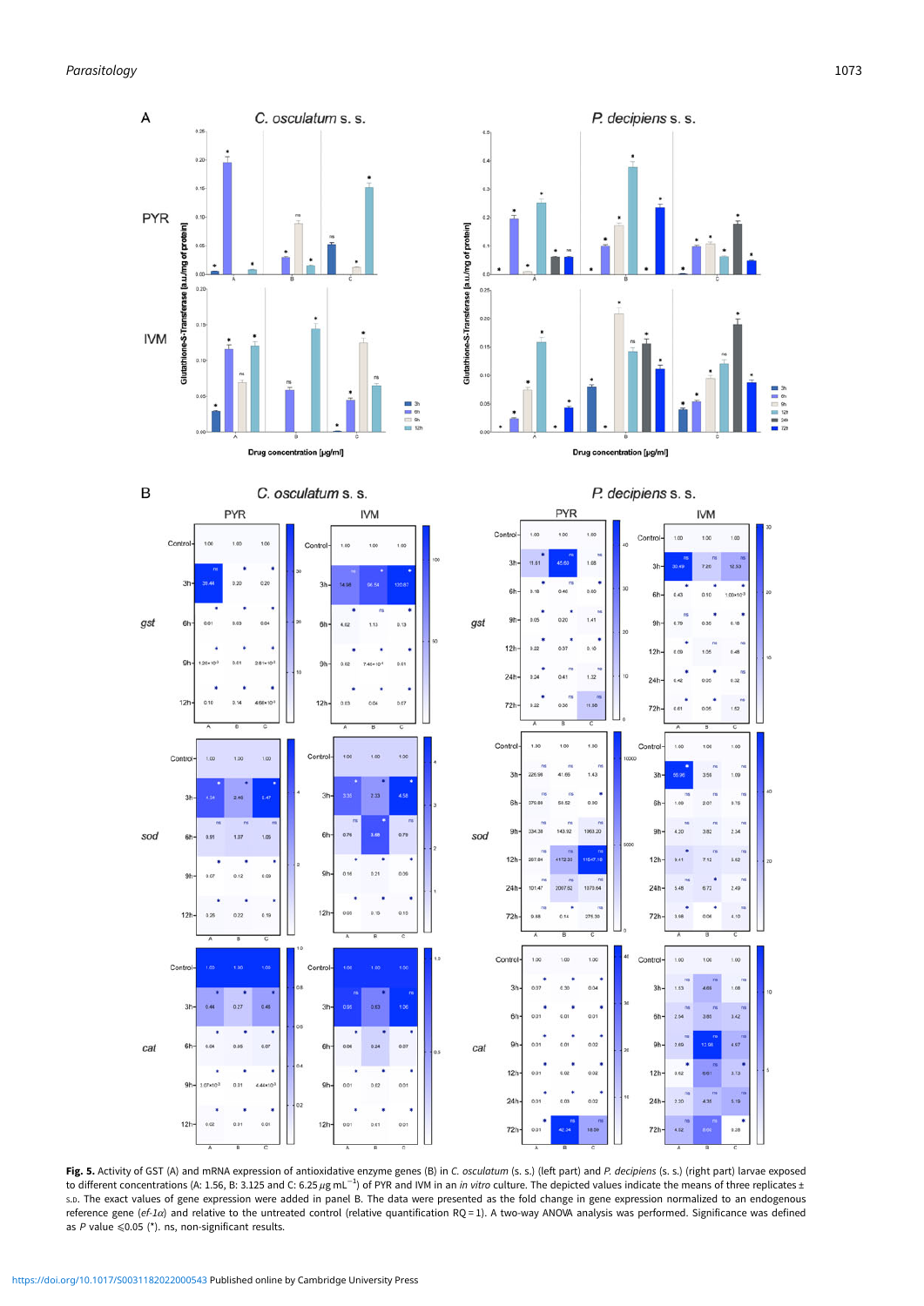**Fig. 5.** Activity of GST (A) and mRNA expression of antioxidative enzyme genes (B) in *C. osculatum* (s. s.) (left part) and *P. decipiens* (s. s.) (right part) larvae exposed to different concentrations (A: 1.56, B: 3.125 and C: 6.25 $\mu$g mL$^{-1}$) of PYR and IVM in an *in vitro* culture. The depicted values indicate the means of three replicates ± S.D. The exact values of gene expression were added in panel B. The data were presented as the fold change in gene expression normalized to an endogenous reference gene (*ef-1α*) and relative to the untreated control (relative quantification RQ = 1). A two-way ANOVA analysis was performed. Significance was defined as *P* value ⩽0.05 (*). ns, non-significant results.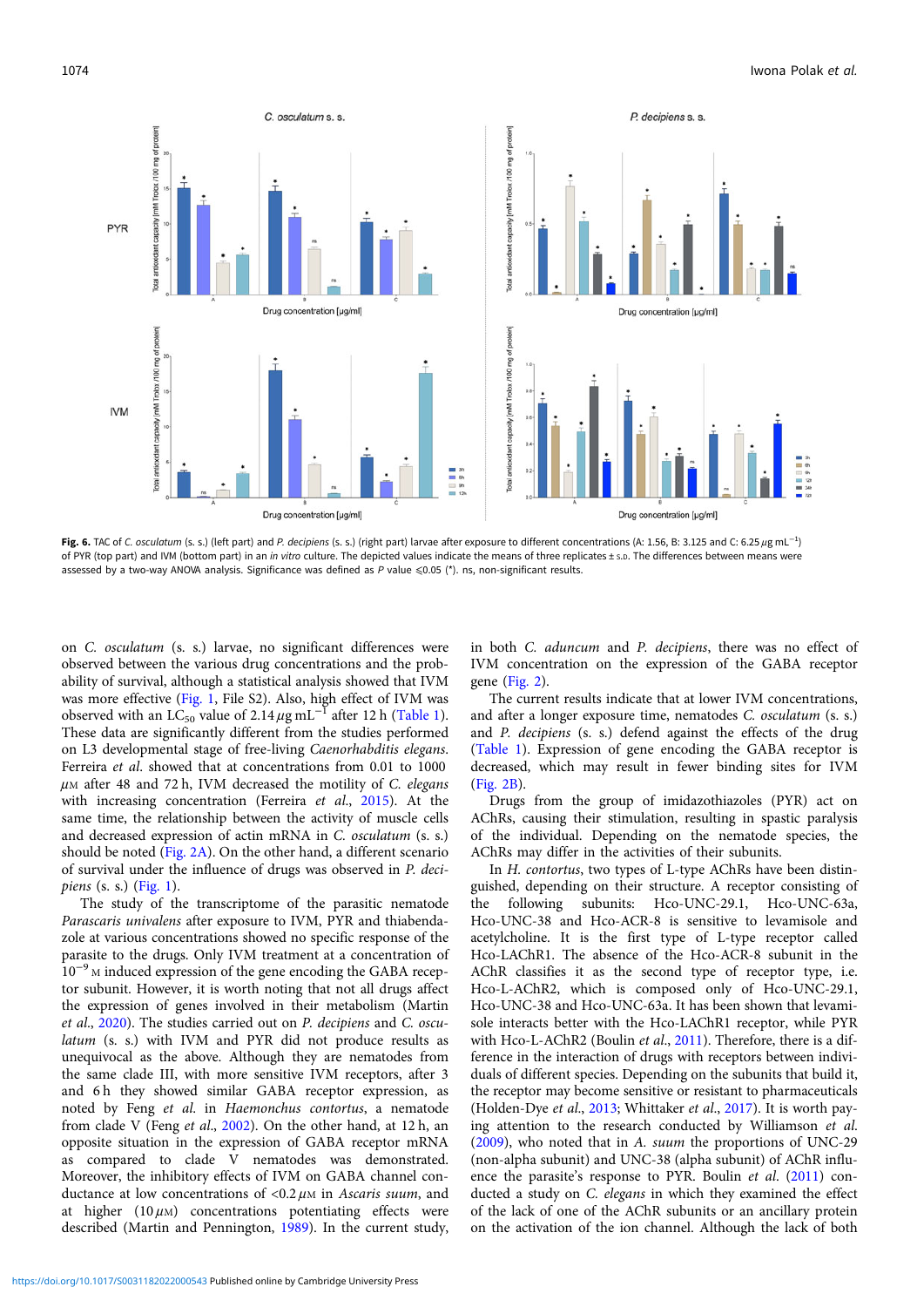**Fig. 6.** TAC of *C. osculatum* (s. s.) (left part) and *P. decipiens* (s. s.) (right part) larvae after exposure to different concentrations (A: 1.56, B: 3.125 and C: 6.25 $\mu$g mL$^{-1}$) of PYR (top part) and IVM (bottom part) in an *in vitro* culture. The depicted values indicate the means of three replicates ± s.d. The differences between means were assessed by a two-way ANOVA analysis. Significance was defined as *P* value ⩽0.05 (*). ns, non-significant results.

on *C. osculatum* (s. s.) larvae, no significant differences were observed between the various drug concentrations and the probability of survival, although a statistical analysis showed that IVM was more effective (Fig. 1, File S2). Also, high effect of IVM was observed with an $LC_{50}$ value of 2.14 $\mu$g mL$^{-1}$ after 12 h (Table 1). These data are significantly different from the studies performed on L3 developmental stage of free-living *Caenorhabditis elegans*. Ferreira *et al.* showed that at concentrations from 0.01 to 1000 $\mu$M after 48 and 72 h, IVM decreased the motility of *C. elegans* with increasing concentration (Ferreira *et al.*, 2015). At the same time, the relationship between the activity of muscle cells and decreased expression of actin mRNA in *C. osculatum* (s. s.) should be noted (Fig. 2A). On the other hand, a different scenario of survival under the influence of drugs was observed in *P. decipiens* (s. s.) (Fig. 1).

The study of the transcriptome of the parasitic nematode *Parascaris univalens* after exposure to IVM, PYR and thiabendazole at various concentrations showed no specific response of the parasite to the drugs. Only IVM treatment at a concentration of $10^{-9}$ M induced expression of the gene encoding the GABA receptor subunit. However, it is worth noting that not all drugs affect the expression of genes involved in their metabolism (Martin *et al.*, 2020). The studies carried out on *P. decipiens* and *C. osculatum* (s. s.) with IVM and PYR did not produce results as unequivocal as the above. Although they are nematodes from the same clade III, with more sensitive IVM receptors, after 3 and 6 h they showed similar GABA receptor expression, as noted by Feng *et al.* in *Haemonchus contortus*, a nematode from clade V (Feng *et al.*, 2002). On the other hand, at 12 h, an opposite situation in the expression of GABA receptor mRNA as compared to clade V nematodes was demonstrated. Moreover, the inhibitory effects of IVM on GABA channel conductance at low concentrations of <0.2 $\mu$M in *Ascaris suum*, and at higher (10 $\mu$M) concentrations potentiating effects were described (Martin and Pennington, 1989). In the current study, in both *C. aduncum* and *P. decipiens*, there was no effect of IVM concentration on the expression of the GABA receptor gene (Fig. 2).

The current results indicate that at lower IVM concentrations, and after a longer exposure time, nematodes *C. osculatum* (s. s.) and *P. decipiens* (s. s.) defend against the effects of the drug (Table 1). Expression of gene encoding the GABA receptor is decreased, which may result in fewer binding sites for IVM (Fig. 2B).

Drugs from the group of imidazothiazoles (PYR) act on AChRs, causing their stimulation, resulting in spastic paralysis of the individual. Depending on the nematode species, the AChRs may differ in the activities of their subunits.

In *H. contortus*, two types of L-type AChRs have been distinguished, depending on their structure. A receptor consisting of the following subunits: Hco-UNC-29.1, Hco-UNC-63a, Hco-UNC-38 and Hco-ACR-8 is sensitive to levamisole and acetylcholine. It is the first type of L-type receptor called Hco-LAChR1. The absence of the Hco-ACR-8 subunit in the AChR classifies it as the second type of receptor type, i.e. Hco-L-AChR2, which is composed only of Hco-UNC-29.1, Hco-UNC-38 and Hco-UNC-63a. It has been shown that levamisole interacts better with the Hco-LAChR1 receptor, while PYR with Hco-L-AChR2 (Boulin *et al.*, 2011). Therefore, there is a difference in the interaction of drugs with receptors between individuals of different species. Depending on the subunits that build it, the receptor may become sensitive or resistant to pharmaceuticals (Holden-Dye *et al.*, 2013; Whittaker *et al.*, 2017). It is worth paying attention to the research conducted by Williamson *et al.* (2009), who noted that in *A. suum* the proportions of UNC-29 (non-alpha subunit) and UNC-38 (alpha subunit) of AChR influence the parasite's response to PYR. Boulin *et al.* (2011) conducted a study on *C. elegans* in which they examined the effect of the lack of one of the AChR subunits or an ancillary protein on the activation of the ion channel. Although the lack of both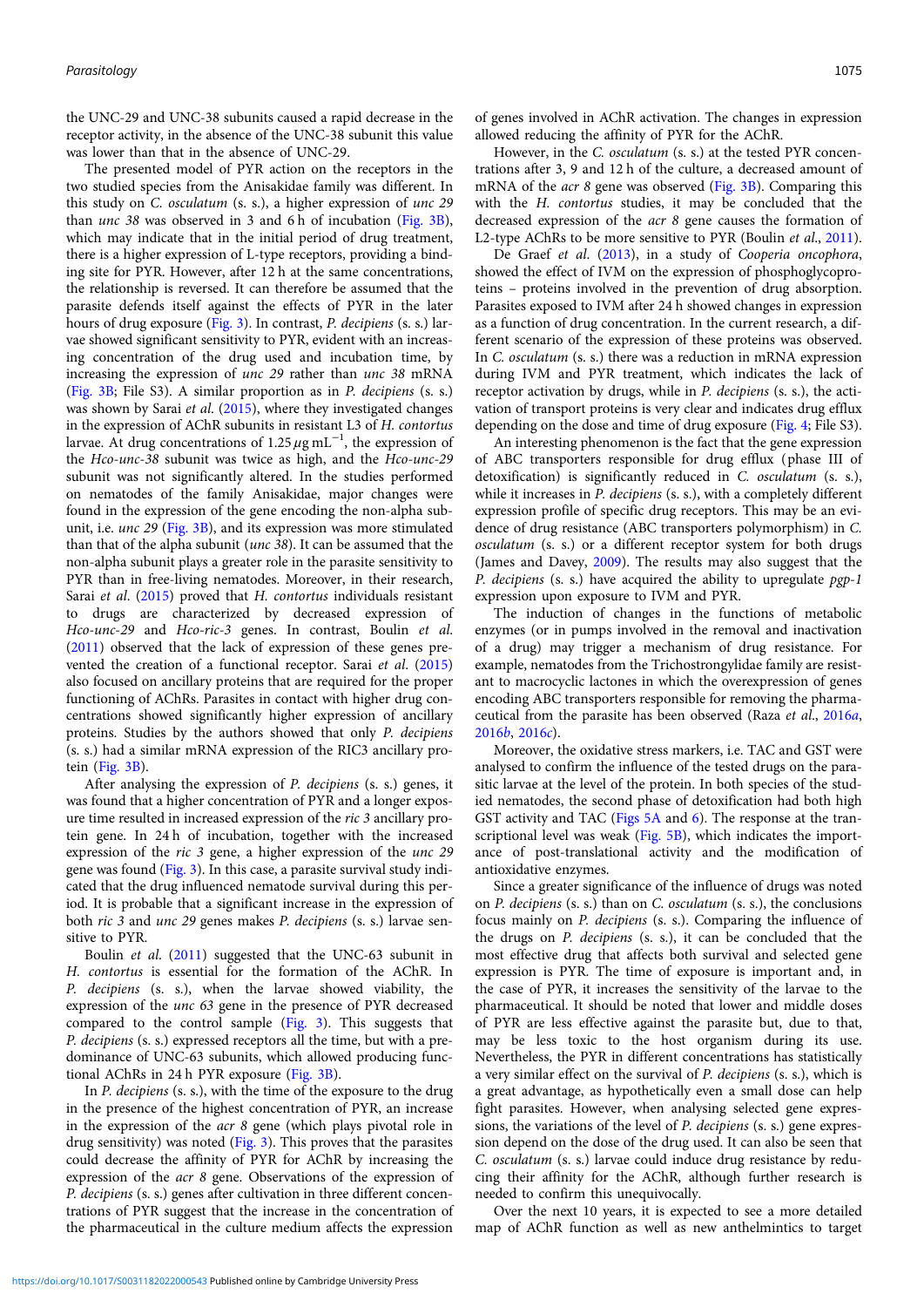the UNC-29 and UNC-38 subunits caused a rapid decrease in the receptor activity, in the absence of the UNC-38 subunit this value was lower than that in the absence of UNC-29.

The presented model of PYR action on the receptors in the two studied species from the Anisakidae family was different. In this study on *C. osculatum* (s. s.), a higher expression of *unc 29* than *unc 38* was observed in 3 and 6 h of incubation (Fig. 3B), which may indicate that in the initial period of drug treatment, there is a higher expression of L-type receptors, providing a binding site for PYR. However, after 12 h at the same concentrations, the relationship is reversed. It can therefore be assumed that the parasite defends itself against the effects of PYR in the later hours of drug exposure (Fig. 3). In contrast, *P. decipiens* (s. s.) larvae showed significant sensitivity to PYR, evident with an increasing concentration of the drug used and incubation time, by increasing the expression of *unc 29* rather than *unc 38* mRNA (Fig. 3B; File S3). A similar proportion as in *P. decipiens* (s. s.) was shown by Sarai *et al.* (2015), where they investigated changes in the expression of AChR subunits in resistant L3 of *H. contortus* larvae. At drug concentrations of $1.25\,\mu g\ mL^{-1}$, the expression of the *Hco-unc-38* subunit was twice as high, and the *Hco-unc-29* subunit was not significantly altered. In the studies performed on nematodes of the family Anisakidae, major changes were found in the expression of the gene encoding the non-alpha subunit, i.e. *unc 29* (Fig. 3B), and its expression was more stimulated than that of the alpha subunit (*unc 38*). It can be assumed that the non-alpha subunit plays a greater role in the parasite sensitivity to PYR than in free-living nematodes. Moreover, in their research, Sarai *et al.* (2015) proved that *H. contortus* individuals resistant to drugs are characterized by decreased expression of *Hco-unc-29* and *Hco-ric-3* genes. In contrast, Boulin *et al.* (2011) observed that the lack of expression of these genes prevented the creation of a functional receptor. Sarai *et al.* (2015) also focused on ancillary proteins that are required for the proper functioning of AChRs. Parasites in contact with higher drug concentrations showed significantly higher expression of ancillary proteins. Studies by the authors showed that only *P. decipiens* (s. s.) had a similar mRNA expression of the RIC3 ancillary protein (Fig. 3B).

After analysing the expression of *P. decipiens* (s. s.) genes, it was found that a higher concentration of PYR and a longer exposure time resulted in increased expression of the *ric 3* ancillary protein gene. In 24 h of incubation, together with the increased expression of the *ric 3* gene, a higher expression of the *unc 29* gene was found (Fig. 3). In this case, a parasite survival study indicated that the drug influenced nematode survival during this period. It is probable that a significant increase in the expression of both *ric 3* and *unc 29* genes makes *P. decipiens* (s. s.) larvae sensitive to PYR.

Boulin *et al.* (2011) suggested that the UNC-63 subunit in *H. contortus* is essential for the formation of the AChR. In *P. decipiens* (s. s.), when the larvae showed viability, the expression of the *unc 63* gene in the presence of PYR decreased compared to the control sample (Fig. 3). This suggests that *P. decipiens* (s. s.) expressed receptors all the time, but with a predominance of UNC-63 subunits, which allowed producing functional AChRs in 24 h PYR exposure (Fig. 3B).

In *P. decipiens* (s. s.), with the time of the exposure to the drug in the presence of the highest concentration of PYR, an increase in the expression of the *acr 8* gene (which plays pivotal role in drug sensitivity) was noted (Fig. 3). This proves that the parasites could decrease the affinity of PYR for AChR by increasing the expression of the *acr 8* gene. Observations of the expression of *P. decipiens* (s. s.) genes after cultivation in three different concentrations of PYR suggest that the increase in the concentration of the pharmaceutical in the culture medium affects the expression of genes involved in AChR activation. The changes in expression allowed reducing the affinity of PYR for the AChR.

However, in the *C. osculatum* (s. s.) at the tested PYR concentrations after 3, 9 and 12 h of the culture, a decreased amount of mRNA of the *acr 8* gene was observed (Fig. 3B). Comparing this with the *H. contortus* studies, it may be concluded that the decreased expression of the *acr 8* gene causes the formation of L2-type AChRs to be more sensitive to PYR (Boulin *et al.*, 2011).

De Graef *et al.* (2013), in a study of *Cooperia oncophora*, showed the effect of IVM on the expression of phosphoglycoproteins – proteins involved in the prevention of drug absorption. Parasites exposed to IVM after 24 h showed changes in expression as a function of drug concentration. In the current research, a different scenario of the expression of these proteins was observed. In *C. osculatum* (s. s.) there was a reduction in mRNA expression during IVM and PYR treatment, which indicates the lack of receptor activation by drugs, while in *P. decipiens* (s. s.), the activation of transport proteins is very clear and indicates drug efflux depending on the dose and time of drug exposure (Fig. 4; File S3).

An interesting phenomenon is the fact that the gene expression of ABC transporters responsible for drug efflux (phase III of detoxification) is significantly reduced in *C. osculatum* (s. s.), while it increases in *P. decipiens* (s. s.), with a completely different expression profile of specific drug receptors. This may be an evidence of drug resistance (ABC transporters polymorphism) in *C. osculatum* (s. s.) or a different receptor system for both drugs (James and Davey, 2009). The results may also suggest that the *P. decipiens* (s. s.) have acquired the ability to upregulate *pgp-1* expression upon exposure to IVM and PYR.

The induction of changes in the functions of metabolic enzymes (or in pumps involved in the removal and inactivation of a drug) may trigger a mechanism of drug resistance. For example, nematodes from the Trichostrongylidae family are resistant to macrocyclic lactones in which the overexpression of genes encoding ABC transporters responsible for removing the pharmaceutical from the parasite has been observed (Raza *et al.*, 2016*a*, 2016*b*, 2016*c*).

Moreover, the oxidative stress markers, i.e. TAC and GST were analysed to confirm the influence of the tested drugs on the parasitic larvae at the level of the protein. In both species of the studied nematodes, the second phase of detoxification had both high GST activity and TAC (Figs 5A and 6). The response at the transcriptional level was weak (Fig. 5B), which indicates the importance of post-translational activity and the modification of antioxidative enzymes.

Since a greater significance of the influence of drugs was noted on *P. decipiens* (s. s.) than on *C. osculatum* (s. s.), the conclusions focus mainly on *P. decipiens* (s. s.). Comparing the influence of the drugs on *P. decipiens* (s. s.), it can be concluded that the most effective drug that affects both survival and selected gene expression is PYR. The time of exposure is important and, in the case of PYR, it increases the sensitivity of the larvae to the pharmaceutical. It should be noted that lower and middle doses of PYR are less effective against the parasite but, due to that, may be less toxic to the host organism during its use. Nevertheless, the PYR in different concentrations has statistically a very similar effect on the survival of *P. decipiens* (s. s.), which is a great advantage, as hypothetically even a small dose can help fight parasites. However, when analysing selected gene expressions, the variations of the level of *P. decipiens* (s. s.) gene expression depend on the dose of the drug used. It can also be seen that *C. osculatum* (s. s.) larvae could induce drug resistance by reducing their affinity for the AChR, although further research is needed to confirm this unequivocally.

Over the next 10 years, it is expected to see a more detailed map of AChR function as well as new anthelmintics to target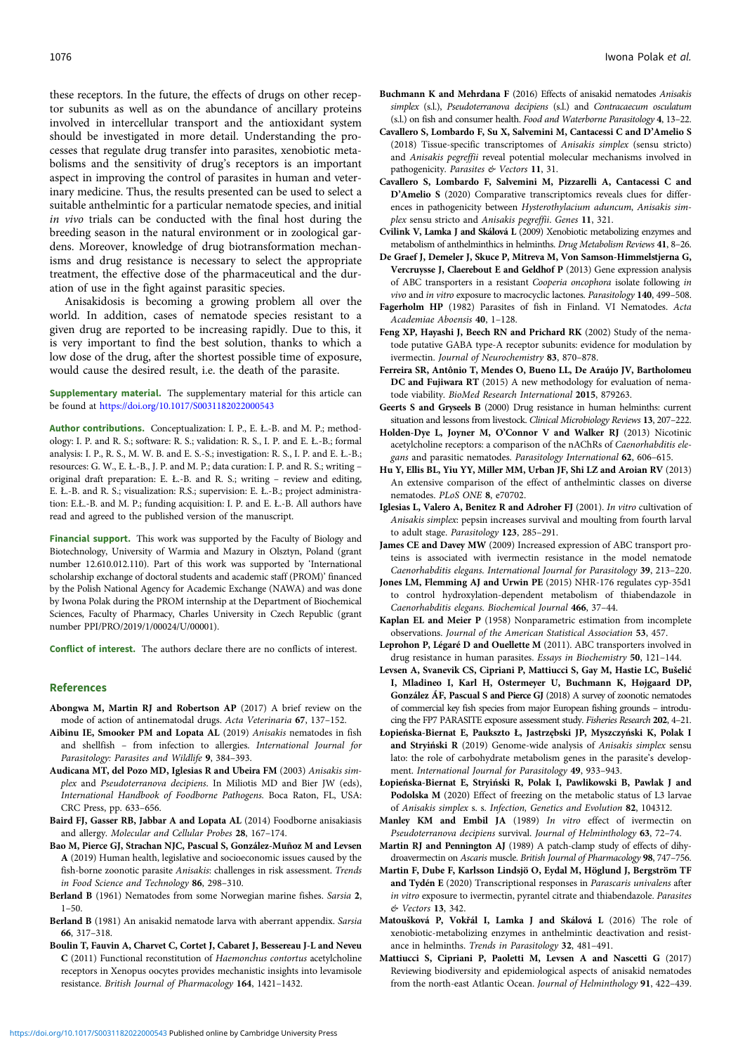these receptors. In the future, the effects of drugs on other receptor subunits as well as on the abundance of ancillary proteins involved in intercellular transport and the antioxidant system should be investigated in more detail. Understanding the processes that regulate drug transfer into parasites, xenobiotic metabolisms and the sensitivity of drug's receptors is an important aspect in improving the control of parasites in human and veterinary medicine. Thus, the results presented can be used to select a suitable anthelmintic for a particular nematode species, and initial *in vivo* trials can be conducted with the final host during the breeding season in the natural environment or in zoological gardens. Moreover, knowledge of drug biotransformation mechanisms and drug resistance is necessary to select the appropriate treatment, the effective dose of the pharmaceutical and the duration of use in the fight against parasitic species.

Anisakidosis is becoming a growing problem all over the world. In addition, cases of nematode species resistant to a given drug are reported to be increasing rapidly. Due to this, it is very important to find the best solution, thanks to which a low dose of the drug, after the shortest possible time of exposure, would cause the desired result, i.e. the death of the parasite.

**Supplementary material.** The supplementary material for this article can be found at https://doi.org/10.1017/S0031182022000543

**Author contributions.** Conceptualization: I. P., E. Ł.-B. and M. P.; methodology: I. P. and R. S.; software: R. S.; validation: R. S., I. P. and E. Ł.-B.; formal analysis: I. P., R. S., M. W. B. and E. S.-S.; investigation: R. S., I. P. and E. Ł.-B.; resources: G. W., E. Ł.-B., J. P. and M. P.; data curation: I. P. and R. S.; writing – original draft preparation: E. Ł.-B. and R. S.; writing – review and editing, E. Ł.-B. and R. S.; visualization: R.S.; supervision: E. Ł.-B.; project administration: E.Ł.-B. and M. P.; funding acquisition: I. P. and E. Ł.-B. All authors have read and agreed to the published version of the manuscript.

**Financial support.** This work was supported by the Faculty of Biology and Biotechnology, University of Warmia and Mazury in Olsztyn, Poland (grant number 12.610.012.110). Part of this work was supported by 'International scholarship exchange of doctoral students and academic staff (PROM)' financed by the Polish National Agency for Academic Exchange (NAWA) and was done by Iwona Polak during the PROM internship at the Department of Biochemical Sciences, Faculty of Pharmacy, Charles University in Czech Republic (grant number PPI/PRO/2019/1/00024/U/00001).

**Conflict of interest.** The authors declare there are no conflicts of interest.

## References

**Abongwa M, Martin RJ and Robertson AP** (2017) A brief review on the mode of action of antinematodal drugs. *Acta Veterinaria* **67**, 137–152.

**Aibinu IE, Smooker PM and Lopata AL** (2019) *Anisakis* nematodes in fish and shellfish – from infection to allergies. *International Journal for Parasitology: Parasites and Wildlife* **9**, 384–393.

**Audicana MT, del Pozo MD, Iglesias R and Ubeira FM** (2003) *Anisakis simplex* and *Pseudoterranova decipiens*. In Miliotis MD and Bier JW (eds), *International Handbook of Foodborne Pathogens*. Boca Raton, FL, USA: CRC Press, pp. 633–656.

**Baird FJ, Gasser RB, Jabbar A and Lopata AL** (2014) Foodborne anisakiasis and allergy. *Molecular and Cellular Probes* **28**, 167–174.

**Bao M, Pierce GJ, Strachan NJC, Pascual S, González-Muñoz M and Levsen A** (2019) Human health, legislative and socioeconomic issues caused by the fish-borne zoonotic parasite *Anisakis*: challenges in risk assessment. *Trends in Food Science and Technology* **86**, 298–310.

**Berland B** (1961) Nematodes from some Norwegian marine fishes. *Sarsia* **2**, 1–50.

**Berland B** (1981) An anisakid nematode larva with aberrant appendix. *Sarsia* **66**, 317–318.

**Boulin T, Fauvin A, Charvet C, Cortet J, Cabaret J, Bessereau J-L and Neveu C** (2011) Functional reconstitution of *Haemonchus contortus* acetylcholine receptors in Xenopus oocytes provides mechanistic insights into levamisole resistance. *British Journal of Pharmacology* **164**, 1421–1432.

**Buchmann K and Mehrdana F** (2016) Effects of anisakid nematodes *Anisakis simplex* (s.l.), *Pseudoterranova decipiens* (s.l.) and *Contracaecum osculatum* (s.l.) on fish and consumer health. *Food and Waterborne Parasitology* **4**, 13–22.

**Cavallero S, Lombardo F, Su X, Salvemini M, Cantacessi C and D'Amelio S** (2018) Tissue-specific transcriptomes of *Anisakis simplex* (sensu stricto) and *Anisakis pegreffii* reveal potential molecular mechanisms involved in pathogenicity. *Parasites & Vectors* **11**, 31.

**Cavallero S, Lombardo F, Salvemini M, Pizzarelli A, Cantacessi C and D'Amelio S** (2020) Comparative transcriptomics reveals clues for differences in pathogenicity between *Hysterothylacium aduncum*, *Anisakis simplex* sensu stricto and *Anisakis pegreffii*. *Genes* **11**, 321.

**Cvilink V, Lamka J and Skálová L** (2009) Xenobiotic metabolizing enzymes and metabolism of anthelminthics in helminths. *Drug Metabolism Reviews* **41**, 8–26.

**De Graef J, Demeler J, Skuce P, Mitreva M, Von Samson-Himmelstjerna G, Vercruysse J, Claerebout E and Geldhof P** (2013) Gene expression analysis of ABC transporters in a resistant *Cooperia oncophora* isolate following *in vivo* and *in vitro* exposure to macrocyclic lactones. *Parasitology* **140**, 499–508.

**Fagerholm HP** (1982) Parasites of fish in Finland. VI Nematodes. *Acta Academiae Aboensis* **40**, 1–128.

**Feng XP, Hayashi J, Beech RN and Prichard RK** (2002) Study of the nematode putative GABA type-A receptor subunits: evidence for modulation by ivermectin. *Journal of Neurochemistry* **83**, 870–878.

**Ferreira SR, Antônio T, Mendes O, Bueno LL, De Araújo JV, Bartholomeu DC and Fujiwara RT** (2015) A new methodology for evaluation of nematode viability. *BioMed Research International* **2015**, 879263.

**Geerts S and Gryseels B** (2000) Drug resistance in human helminths: current situation and lessons from livestock. *Clinical Microbiology Reviews* **13**, 207–222.

**Holden-Dye L, Joyner M, O'Connor V and Walker RJ** (2013) Nicotinic acetylcholine receptors: a comparison of the nAChRs of *Caenorhabditis elegans* and parasitic nematodes. *Parasitology International* **62**, 606–615.

**Hu Y, Ellis BL, Yiu YY, Miller MM, Urban JF, Shi LZ and Aroian RV** (2013) An extensive comparison of the effect of anthelmintic classes on diverse nematodes. *PLoS ONE* **8**, e70702.

**Iglesias L, Valero A, Benitez R and Adroher FJ** (2001). *In vitro* cultivation of *Anisakis simplex*: pepsin increases survival and moulting from fourth larval to adult stage. *Parasitology* **123**, 285–291.

**James CE and Davey MW** (2009) Increased expression of ABC transport proteins is associated with ivermectin resistance in the model nematode *Caenorhabditis elegans*. *International Journal for Parasitology* **39**, 213–220.

**Jones LM, Flemming AJ and Urwin PE** (2015) NHR-176 regulates cyp-35d1 to control hydroxylation-dependent metabolism of thiabendazole in *Caenorhabditis elegans*. *Biochemical Journal* **466**, 37–44.

**Kaplan EL and Meier P** (1958) Nonparametric estimation from incomplete observations. *Journal of the American Statistical Association* **53**, 457.

**Leprohon P, Légaré D and Ouellette M** (2011). ABC transporters involved in drug resistance in human parasites. *Essays in Biochemistry* **50**, 121–144.

**Levsen A, Svanevik CS, Cipriani P, Mattiucci S, Gay M, Hastie LC, Bušelić I, Mladineo I, Karl H, Ostermeyer U, Buchmann K, Højgaard DP, González ÁF, Pascual S and Pierce GJ** (2018) A survey of zoonotic nematodes of commercial key fish species from major European fishing grounds – introducing the FP7 PARASITE exposure assessment study. *Fisheries Research* **202**, 4–21.

**Łopieńska-Biernat E, Paukszto Ł, Jastrzębski JP, Myszczyński K, Polak I and Stryiński R** (2019) Genome-wide analysis of *Anisakis simplex* sensu lato: the role of carbohydrate metabolism genes in the parasite's development. *International Journal for Parasitology* **49**, 933–943.

**Łopieńska-Biernat E, Stryiński R, Polak I, Pawlikowski B, Pawlak J and Podolska M** (2020) Effect of freezing on the metabolic status of L3 larvae of *Anisakis simplex* s. s. *Infection, Genetics and Evolution* **82**, 104312.

**Manley KM and Embil JA** (1989) *In vitro* effect of ivermectin on *Pseudoterranova decipiens* survival. *Journal of Helminthology* **63**, 72–74.

**Martin RJ and Pennington AJ** (1989) A patch-clamp study of effects of dihydroavermectin on *Ascaris* muscle. *British Journal of Pharmacology* **98**, 747–756.

**Martin F, Dube F, Karlsson Lindsjö O, Eydal M, Höglund J, Bergström TF and Tydén E** (2020) Transcriptional responses in *Parascaris univalens* after *in vitro* exposure to ivermectin, pyrantel citrate and thiabendazole. *Parasites & Vectors* **13**, 342.

**Matoušková P, Vokřál I, Lamka J and Skálová L** (2016) The role of xenobiotic-metabolizing enzymes in anthelmintic deactivation and resistance in helminths. *Trends in Parasitology* **32**, 481–491.

**Mattiucci S, Cipriani P, Paoletti M, Levsen A and Nascetti G** (2017) Reviewing biodiversity and epidemiological aspects of anisakid nematodes from the north-east Atlantic Ocean. *Journal of Helminthology* **91**, 422–439.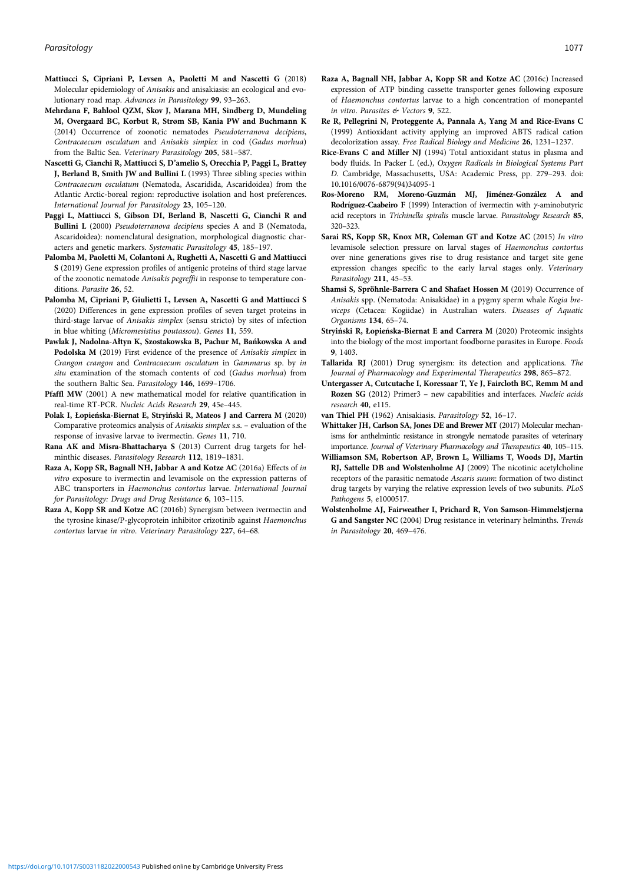**Mattiucci S, Cipriani P, Levsen A, Paoletti M and Nascetti G** (2018) Molecular epidemiology of *Anisakis* and anisakiasis: an ecological and evolutionary road map. *Advances in Parasitology* **99**, 93–263.

**Mehrdana F, Bahlool QZM, Skov J, Marana MH, Sindberg D, Mundeling M, Overgaard BC, Korbut R, Strøm SB, Kania PW and Buchmann K** (2014) Occurrence of zoonotic nematodes *Pseudoterranova decipiens*, *Contracaecum osculatum* and *Anisakis simplex* in cod (*Gadus morhua*) from the Baltic Sea. *Veterinary Parasitology* **205**, 581–587.

**Nascetti G, Cianchi R, Mattiucci S, D'amelio S, Orecchia P, Paggi L, Brattey J, Berland B, Smith JW and Bullini L** (1993) Three sibling species within *Contracaecum osculatum* (Nematoda, Ascaridida, Ascaridoidea) from the Atlantic Arctic-boreal region: reproductive isolation and host preferences. *International Journal for Parasitology* **23**, 105–120.

**Paggi L, Mattiucci S, Gibson DI, Berland B, Nascetti G, Cianchi R and Bullini L** (2000) *Pseudoterranova decipiens* species A and B (Nematoda, Ascaridoidea): nomenclatural designation, morphological diagnostic characters and genetic markers. *Systematic Parasitology* **45**, 185–197.

**Palomba M, Paoletti M, Colantoni A, Rughetti A, Nascetti G and Mattiucci S** (2019) Gene expression profiles of antigenic proteins of third stage larvae of the zoonotic nematode *Anisakis pegreffii* in response to temperature conditions. *Parasite* **26**, 52.

**Palomba M, Cipriani P, Giulietti L, Levsen A, Nascetti G and Mattiucci S** (2020) Differences in gene expression profiles of seven target proteins in third-stage larvae of *Anisakis simplex* (sensu stricto) by sites of infection in blue whiting (*Micromesistius poutassou*). *Genes* **11**, 559.

**Pawlak J, Nadolna-Ałtyn K, Szostakowska B, Pachur M, Bańkowska A and Podolska M** (2019) First evidence of the presence of *Anisakis simplex* in *Crangon crangon* and *Contracaecum osculatum* in *Gammarus* sp. by *in situ* examination of the stomach contents of cod (*Gadus morhua*) from the southern Baltic Sea. *Parasitology* **146**, 1699–1706.

**Pfaffl MW** (2001) A new mathematical model for relative quantification in real-time RT-PCR. *Nucleic Acids Research* **29**, 45e–445.

**Polak I, Łopieńska-Biernat E, Stryiński R, Mateos J and Carrera M** (2020) Comparative proteomics analysis of *Anisakis simplex* s.s. – evaluation of the response of invasive larvae to ivermectin. *Genes* **11**, 710.

**Rana AK and Misra-Bhattacharya S** (2013) Current drug targets for helminthic diseases. *Parasitology Research* **112**, 1819–1831.

**Raza A, Kopp SR, Bagnall NH, Jabbar A and Kotze AC** (2016a) Effects of *in vitro* exposure to ivermectin and levamisole on the expression patterns of ABC transporters in *Haemonchus contortus* larvae. *International Journal for Parasitology: Drugs and Drug Resistance* **6**, 103–115.

**Raza A, Kopp SR and Kotze AC** (2016b) Synergism between ivermectin and the tyrosine kinase/P-glycoprotein inhibitor crizotinib against *Haemonchus contortus* larvae *in vitro*. *Veterinary Parasitology* **227**, 64–68.

**Raza A, Bagnall NH, Jabbar A, Kopp SR and Kotze AC** (2016c) Increased expression of ATP binding cassette transporter genes following exposure of *Haemonchus contortus* larvae to a high concentration of monepantel *in vitro*. *Parasites & Vectors* **9**, 522.

**Re R, Pellegrini N, Proteggente A, Pannala A, Yang M and Rice-Evans C** (1999) Antioxidant activity applying an improved ABTS radical cation decolorization assay. *Free Radical Biology and Medicine* **26**, 1231–1237.

**Rice-Evans C and Miller NJ** (1994) Total antioxidant status in plasma and body fluids. In Packer L (ed.), *Oxygen Radicals in Biological Systems Part D*. Cambridge, Massachusetts, USA: Academic Press, pp. 279–293. doi: 10.1016/0076-6879(94)34095-1

**Ros-Moreno RM, Moreno-Guzmán MJ, Jiménez-González A and Rodríguez-Caabeiro F** (1999) Interaction of ivermectin with $\gamma$-aminobutyric acid receptors in *Trichinella spiralis* muscle larvae. *Parasitology Research* **85**, 320–323.

**Sarai RS, Kopp SR, Knox MR, Coleman GT and Kotze AC** (2015) *In vitro* levamisole selection pressure on larval stages of *Haemonchus contortus* over nine generations gives rise to drug resistance and target site gene expression changes specific to the early larval stages only. *Veterinary Parasitology* **211**, 45–53.

**Shamsi S, Spröhnle-Barrera C and Shafaet Hossen M** (2019) Occurrence of *Anisakis* spp. (Nematoda: Anisakidae) in a pygmy sperm whale *Kogia breviceps* (Cetacea: Kogiidae) in Australian waters. *Diseases of Aquatic Organisms* **134**, 65–74.

**Stryiński R, Łopieńska-Biernat E and Carrera M** (2020) Proteomic insights into the biology of the most important foodborne parasites in Europe. *Foods* **9**, 1403.

**Tallarida RJ** (2001) Drug synergism: its detection and applications. *The Journal of Pharmacology and Experimental Therapeutics* **298**, 865–872.

**Untergasser A, Cutcutache I, Koressaar T, Ye J, Faircloth BC, Remm M and Rozen SG** (2012) Primer3 – new capabilities and interfaces. *Nucleic acids research* **40**, e115.

**van Thiel PH** (1962) Anisakiasis. *Parasitology* **52**, 16–17.

**Whittaker JH, Carlson SA, Jones DE and Brewer MT** (2017) Molecular mechanisms for anthelmintic resistance in strongyle nematode parasites of veterinary importance. *Journal of Veterinary Pharmacology and Therapeutics* **40**, 105–115.

**Williamson SM, Robertson AP, Brown L, Williams T, Woods DJ, Martin RJ, Sattelle DB and Wolstenholme AJ** (2009) The nicotinic acetylcholine receptors of the parasitic nematode *Ascaris suum*: formation of two distinct drug targets by varying the relative expression levels of two subunits. *PLoS Pathogens* **5**, e1000517.

**Wolstenholme AJ, Fairweather I, Prichard R, Von Samson-Himmelstjerna G and Sangster NC** (2004) Drug resistance in veterinary helminths. *Trends in Parasitology* **20**, 469–476.